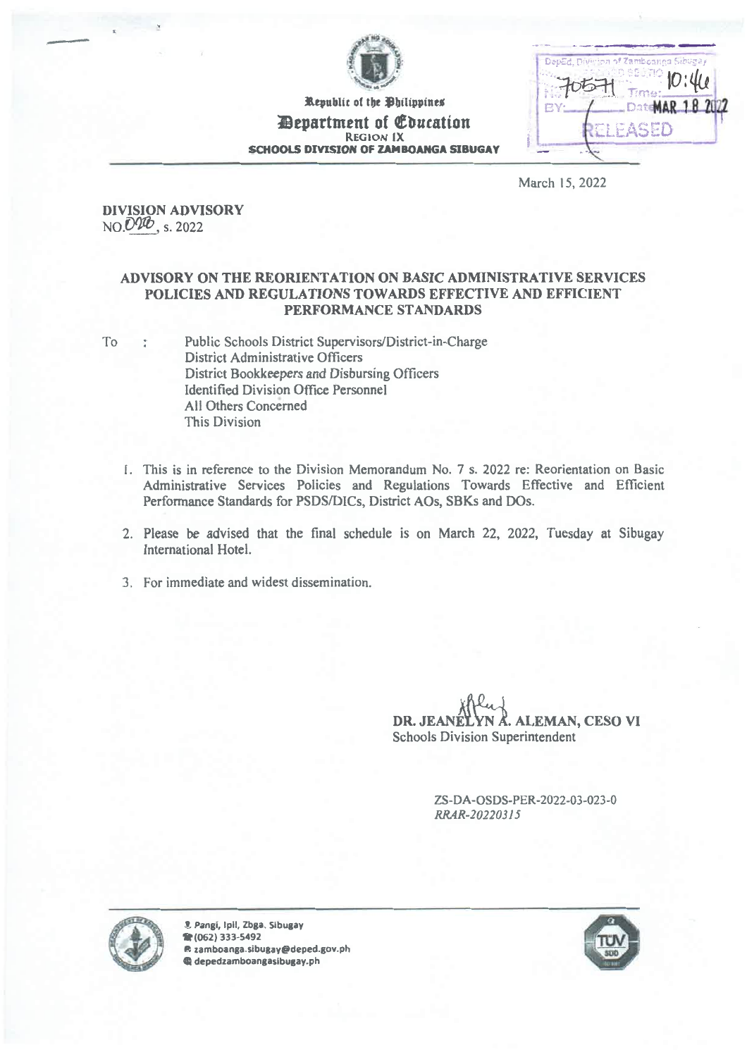Republic of the Philippines

**Department of Education**

REGION IX

**SCHOOLS DIVISION OF ZAMBOANGA SIBUGAY**

DepEd, Division of Zamboanga Sibugay
No. 7057 Time: 10:46
BY: Date MAR 18 2022
RELEASED

March 15, 2022

**DIVISION ADVISORY**
NO. 026, s. 2022

**ADVISORY ON THE REORIENTATION ON BASIC ADMINISTRATIVE SERVICES POLICIES AND REGULATIONS TOWARDS EFFECTIVE AND EFFICIENT PERFORMANCE STANDARDS**

To : Public Schools District Supervisors/District-in-Charge
District Administrative Officers
District Bookkeepers and Disbursing Officers
Identified Division Office Personnel
All Others Concerned
This Division

1. This is in reference to the Division Memorandum No. 7 s. 2022 re: Reorientation on Basic Administrative Services Policies and Regulations Towards Effective and Efficient Performance Standards for PSDS/DICs, District AOs, SBKs and DOs.

2. Please be advised that the final schedule is on March 22, 2022, Tuesday at Sibugay International Hotel.

3. For immediate and widest dissemination.

**DR. JEANELYN A. ALEMAN, CESO VI**
Schools Division Superintendent

ZS-DA-OSDS-PER-2022-03-023-0
*RRAR-20220315*

Pangi, Ipil, Zbga. Sibugay
(062) 333-5492
zamboanga.sibugay@deped.gov.ph
depedzamboangasibugay.ph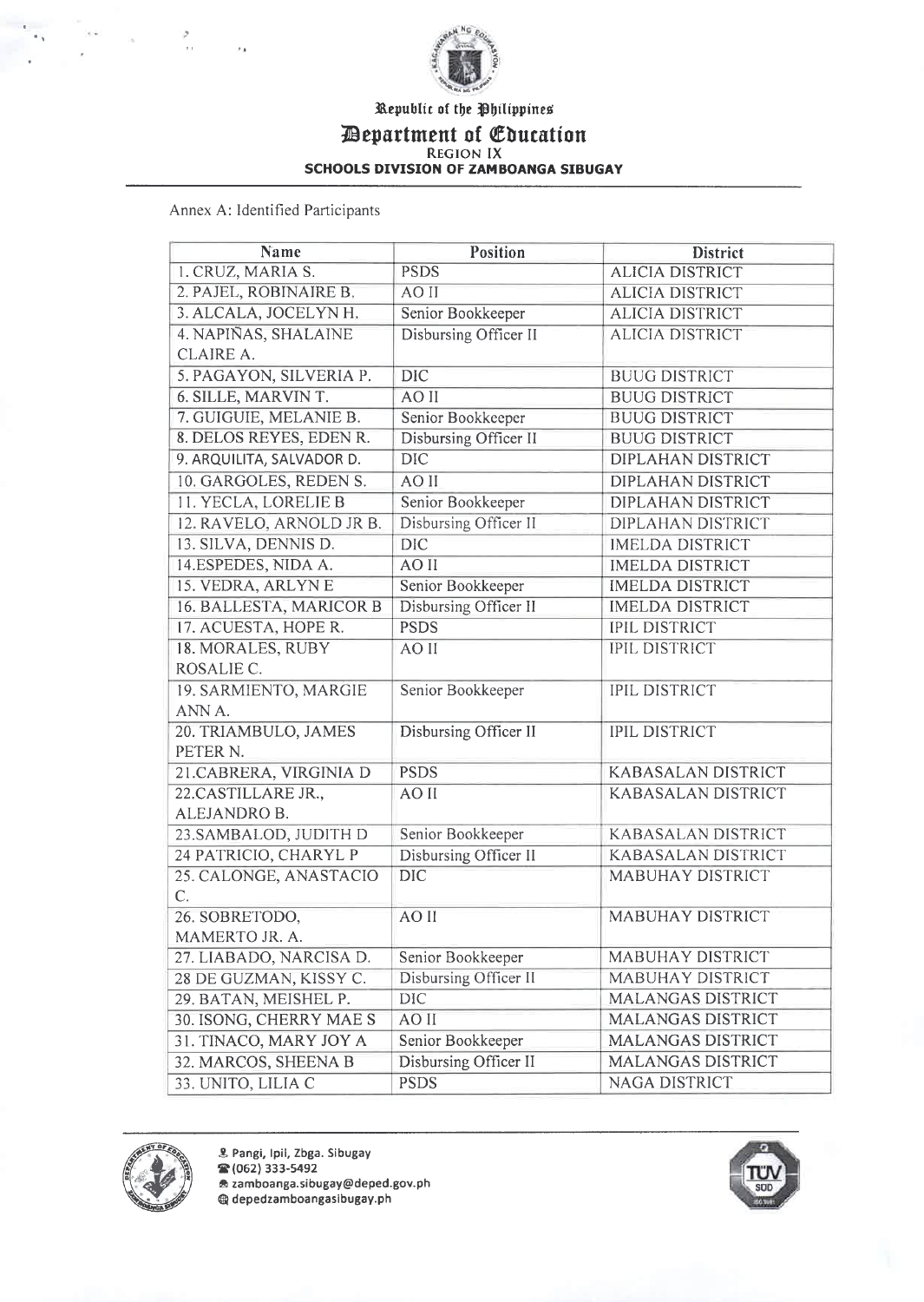Republic of the Philippines
Department of Education
REGION IX
SCHOOLS DIVISION OF ZAMBOANGA SIBUGAY

Annex A: Identified Participants

| Name | Position | District |
|---|---|---|
| 1. CRUZ, MARIA S. | PSDS | ALICIA DISTRICT |
| 2. PAJEL, ROBINAIRE B. | AO II | ALICIA DISTRICT |
| 3. ALCALA, JOCELYN H. | Senior Bookkeeper | ALICIA DISTRICT |
| 4. NAPIÑAS, SHALAINE CLAIRE A. | Disbursing Officer II | ALICIA DISTRICT |
| 5. PAGAYON, SILVERIA P. | DIC | BUUG DISTRICT |
| 6. SILLE, MARVIN T. | AO II | BUUG DISTRICT |
| 7. GUIGUIE, MELANIE B. | Senior Bookkeeper | BUUG DISTRICT |
| 8. DELOS REYES, EDEN R. | Disbursing Officer II | BUUG DISTRICT |
| 9. ARQUILITA, SALVADOR D. | DIC | DIPLAHAN DISTRICT |
| 10. GARGOLES, REDEN S. | AO II | DIPLAHAN DISTRICT |
| 11. YECLA, LORELIE B | Senior Bookkeeper | DIPLAHAN DISTRICT |
| 12. RAVELO, ARNOLD JR B. | Disbursing Officer II | DIPLAHAN DISTRICT |
| 13. SILVA, DENNIS D. | DIC | IMELDA DISTRICT |
| 14.ESPEDES, NIDA A. | AO II | IMELDA DISTRICT |
| 15. VEDRA, ARLYN E | Senior Bookkeeper | IMELDA DISTRICT |
| 16. BALLESTA, MARICOR B | Disbursing Officer II | IMELDA DISTRICT |
| 17. ACUESTA, HOPE R. | PSDS | IPIL DISTRICT |
| 18. MORALES, RUBY ROSALIE C. | AO II | IPIL DISTRICT |
| 19. SARMIENTO, MARGIE ANN A. | Senior Bookkeeper | IPIL DISTRICT |
| 20. TRIAMBULO, JAMES PETER N. | Disbursing Officer II | IPIL DISTRICT |
| 21.CABRERA, VIRGINIA D | PSDS | KABASALAN DISTRICT |
| 22.CASTILLARE JR., ALEJANDRO B. | AO II | KABASALAN DISTRICT |
| 23.SAMBALOD, JUDITH D | Senior Bookkeeper | KABASALAN DISTRICT |
| 24 PATRICIO, CHARYL P | Disbursing Officer II | KABASALAN DISTRICT |
| 25. CALONGE, ANASTACIO C. | DIC | MABUHAY DISTRICT |
| 26. SOBRETODO, MAMERTO JR. A. | AO II | MABUHAY DISTRICT |
| 27. LIABADO, NARCISA D. | Senior Bookkeeper | MABUHAY DISTRICT |
| 28 DE GUZMAN, KISSY C. | Disbursing Officer II | MABUHAY DISTRICT |
| 29. BATAN, MEISHEL P. | DIC | MALANGAS DISTRICT |
| 30. ISONG, CHERRY MAE S | AO II | MALANGAS DISTRICT |
| 31. TINACO, MARY JOY A | Senior Bookkeeper | MALANGAS DISTRICT |
| 32. MARCOS, SHEENA B | Disbursing Officer II | MALANGAS DISTRICT |
| 33. UNITO, LILIA C | PSDS | NAGA DISTRICT |

Pangi, Ipil, Zbga. Sibugay
(062) 333-5492
zamboanga.sibugay@deped.gov.ph
depedzamboangasibugay.ph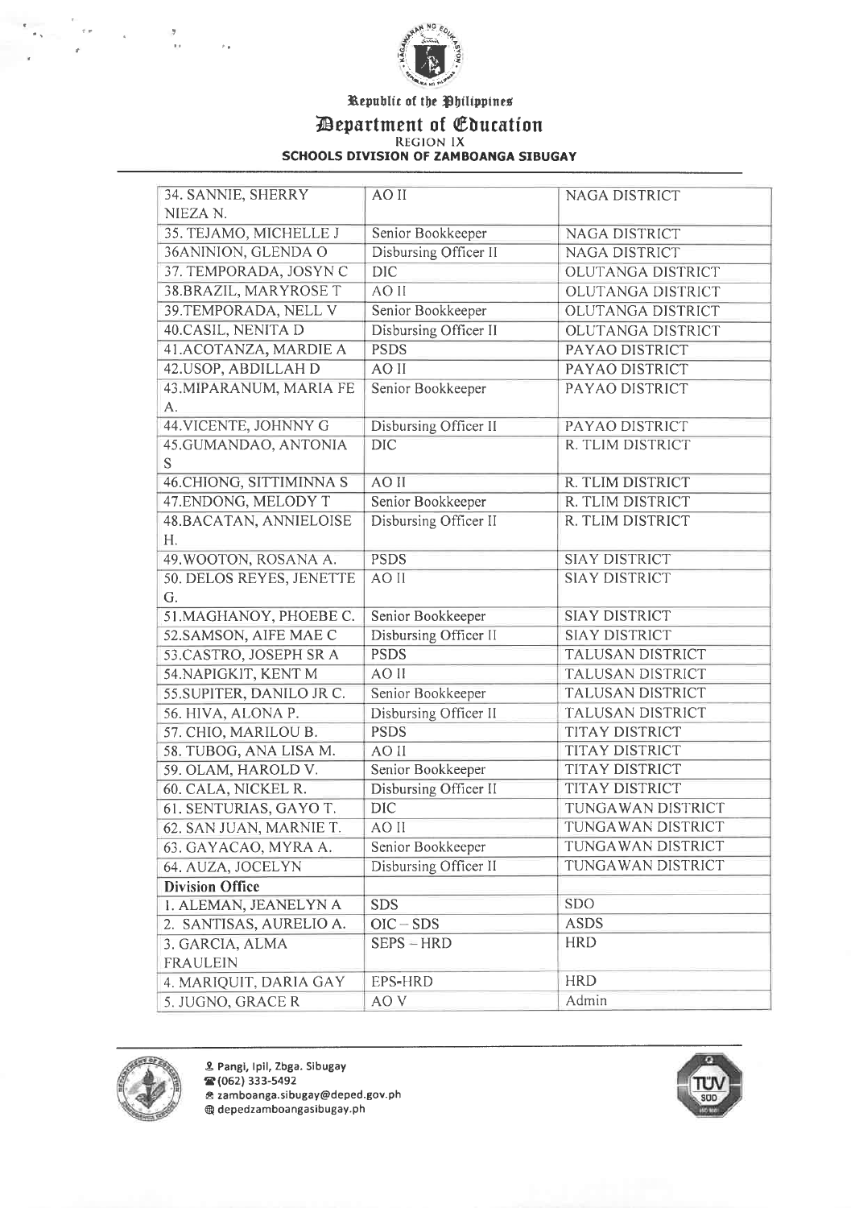Republic of the Philippines
Department of Education
REGION IX
**SCHOOLS DIVISION OF ZAMBOANGA SIBUGAY**

| | | |
|---|---|---|
| 34. SANNIE, SHERRY NIEZA N. | AO II | NAGA DISTRICT |
| 35. TEJAMO, MICHELLE J | Senior Bookkeeper | NAGA DISTRICT |
| 36ANINION, GLENDA O | Disbursing Officer II | NAGA DISTRICT |
| 37. TEMPORADA, JOSYN C | DIC | OLUTANGA DISTRICT |
| 38.BRAZIL, MARYROSE T | AO II | OLUTANGA DISTRICT |
| 39.TEMPORADA, NELL V | Senior Bookkeeper | OLUTANGA DISTRICT |
| 40.CASIL, NENITA D | Disbursing Officer II | OLUTANGA DISTRICT |
| 41.ACOTANZA, MARDIE A | PSDS | PAYAO DISTRICT |
| 42.USOP, ABDILLAH D | AO II | PAYAO DISTRICT |
| 43.MIPARANUM, MARIA FE A. | Senior Bookkeeper | PAYAO DISTRICT |
| 44.VICENTE, JOHNNY G | Disbursing Officer II | PAYAO DISTRICT |
| 45.GUMANDAO, ANTONIA S | DIC | R. TLIM DISTRICT |
| 46.CHIONG, SITTIMINNA S | AO II | R. TLIM DISTRICT |
| 47.ENDONG, MELODY T | Senior Bookkeeper | R. TLIM DISTRICT |
| 48.BACATAN, ANNIELOISE H. | Disbursing Officer II | R. TLIM DISTRICT |
| 49.WOOTON, ROSANA A. | PSDS | SIAY DISTRICT |
| 50. DELOS REYES, JENETTE G. | AO II | SIAY DISTRICT |
| 51.MAGHANOY, PHOEBE C. | Senior Bookkeeper | SIAY DISTRICT |
| 52.SAMSON, AIFE MAE C | Disbursing Officer II | SIAY DISTRICT |
| 53.CASTRO, JOSEPH SR A | PSDS | TALUSAN DISTRICT |
| 54.NAPIGKIT, KENT M | AO II | TALUSAN DISTRICT |
| 55.SUPITER, DANILO JR C. | Senior Bookkeeper | TALUSAN DISTRICT |
| 56. HIVA, ALONA P. | Disbursing Officer II | TALUSAN DISTRICT |
| 57. CHIO, MARILOU B. | PSDS | TITAY DISTRICT |
| 58. TUBOG, ANA LISA M. | AO II | TITAY DISTRICT |
| 59. OLAM, HAROLD V. | Senior Bookkeeper | TITAY DISTRICT |
| 60. CALA, NICKEL R. | Disbursing Officer II | TITAY DISTRICT |
| 61. SENTURIAS, GAYO T. | DIC | TUNGAWAN DISTRICT |
| 62. SAN JUAN, MARNIE T. | AO II | TUNGAWAN DISTRICT |
| 63. GAYACAO, MYRA A. | Senior Bookkeeper | TUNGAWAN DISTRICT |
| 64. AUZA, JOCELYN | Disbursing Officer II | TUNGAWAN DISTRICT |
| **Division Office** | | |
| 1. ALEMAN, JEANELYN A | SDS | SDO |
| 2. SANTISAS, AURELIO A. | OIC – SDS | ASDS |
| 3. GARCIA, ALMA FRAULEIN | SEPS – HRD | HRD |
| 4. MARIQUIT, DARIA GAY | EPS-HRD | HRD |
| 5. JUGNO, GRACE R | AO V | Admin |

Pangi, Ipil, Zbga. Sibugay
(062) 333-5492
zamboanga.sibugay@deped.gov.ph
depedzamboangasibugay.ph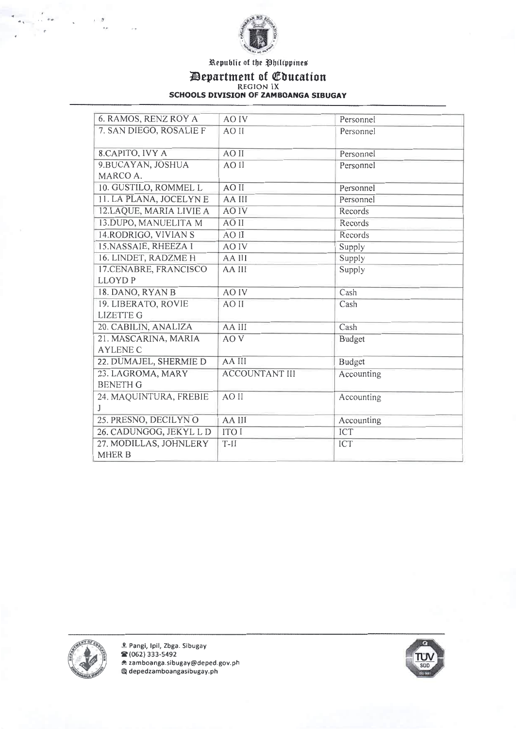Republic of the Philippines

# Department of Education

REGION IX

**SCHOOLS DIVISION OF ZAMBOANGA SIBUGAY**

| | | |
|---|---|---|
| 6. RAMOS, RENZ ROY A | AO IV | Personnel |
| 7. SAN DIEGO, ROSALIE F | AO II | Personnel |
| 8.CAPITO, IVY A | AO II | Personnel |
| 9.BUCAYAN, JOSHUA MARCO A. | AO II | Personnel |
| 10. GUSTILO, ROMMEL L | AO II | Personnel |
| 11. LA PLANA, JOCELYN E | AA III | Personnel |
| 12.LAQUE, MARIA LIVIE A | AO IV | Records |
| 13.DUPO, MANUELITA M | AO II | Records |
| 14.RODRIGO, VIVIAN S | AO II | Records |
| 15.NASSAIE, RHEEZA I | AO IV | Supply |
| 16. LINDET, RADZME H | AA III | Supply |
| 17.CENABRE, FRANCISCO LLOYD P | AA III | Supply |
| 18. DANO, RYAN B | AO IV | Cash |
| 19. LIBERATO, ROVIE LIZETTE G | AO II | Cash |
| 20. CABILIN, ANALIZA | AA III | Cash |
| 21. MASCARINA, MARIA AYLENE C | AO V | Budget |
| 22. DUMAJEL, SHERMIE D | AA III | Budget |
| 23. LAGROMA, MARY BENETH G | ACCOUNTANT III | Accounting |
| 24. MAQUINTURA, FREBIE J | AO II | Accounting |
| 25. PRESNO, DECILYN O | AA III | Accounting |
| 26. CADUNGOG, JEKYL L D | ITO I | ICT |
| 27. MODILLAS, JOHNLERY MHER B | T-II | ICT |

Pangi, Ipil, Zbga. Sibugay
(062) 333-5492
zamboanga.sibugay@deped.gov.ph
depedzamboangasibugay.ph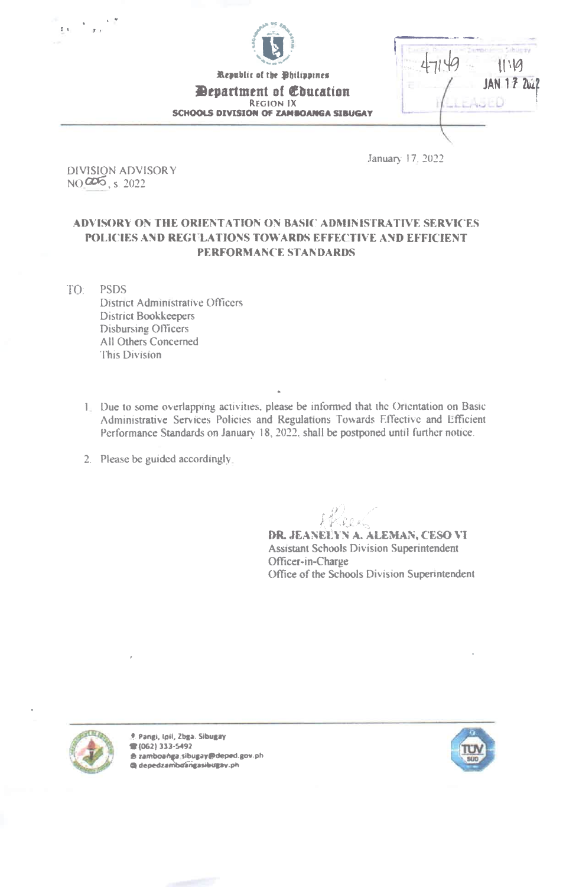Republic of the Philippines
**Department of Education**
REGION IX
**SCHOOLS DIVISION OF ZAMBOANGA SIBUGAY**

January 17, 2022

DIVISION ADVISORY
NO.005, s. 2022

## ADVISORY ON THE ORIENTATION ON BASIC ADMINISTRATIVE SERVICES POLICIES AND REGULATIONS TOWARDS EFFECTIVE AND EFFICIENT PERFORMANCE STANDARDS

TO: PSDS
District Administrative Officers
District Bookkeepers
Disbursing Officers
All Others Concerned
This Division

1. Due to some overlapping activities, please be informed that the Orientation on Basic Administrative Services Policies and Regulations Towards Effective and Efficient Performance Standards on January 18, 2022, shall be postponed until further notice.

2. Please be guided accordingly.

**DR. JEANELYN A. ALEMAN, CESO VI**
Assistant Schools Division Superintendent
Officer-in-Charge
Office of the Schools Division Superintendent

Pangi, Ipil, Zbga. Sibugay
(062) 333-5492
zamboanga.sibugay@deped.gov.ph
depedzamboangasibugay.ph